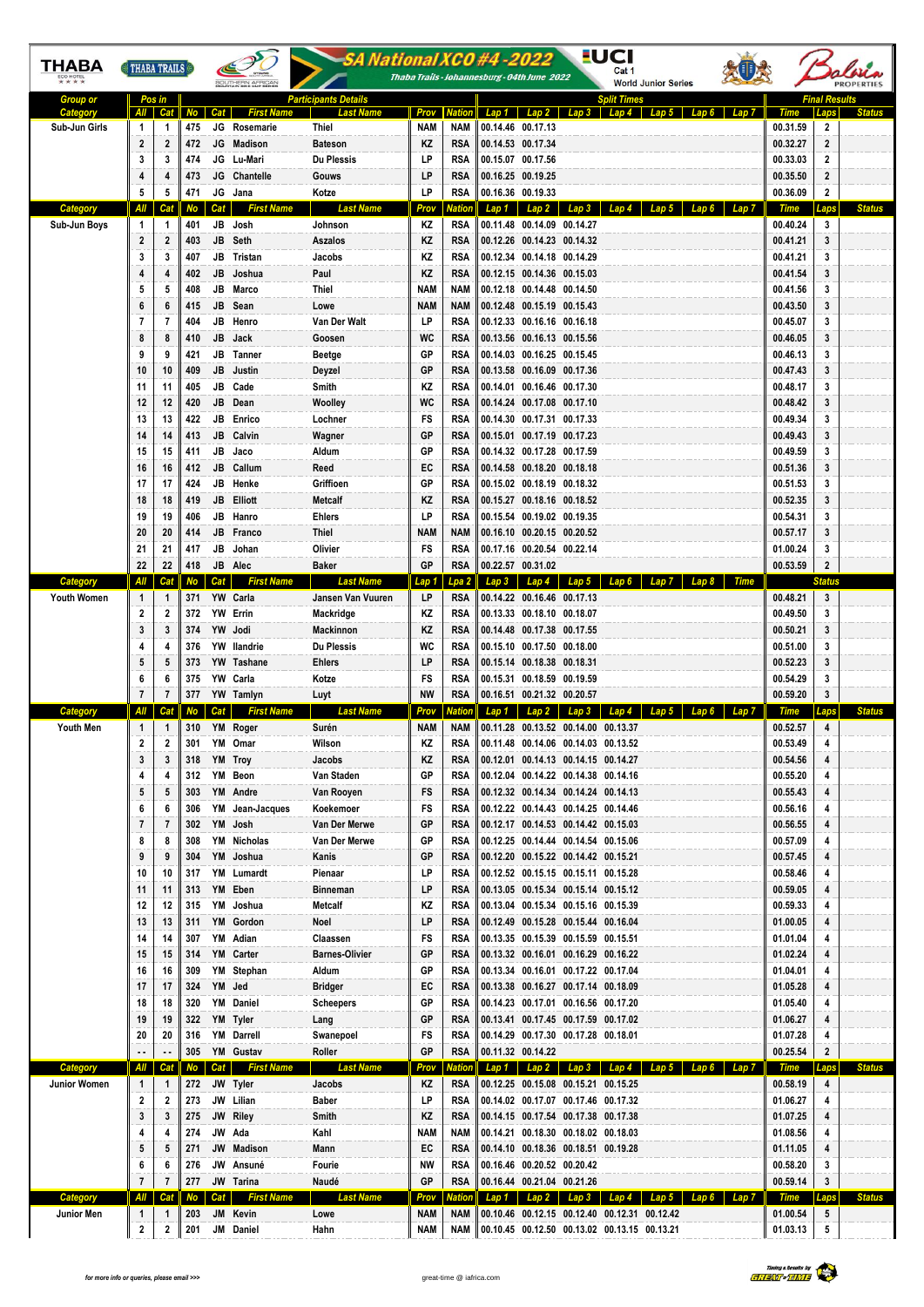# SA National XCO #4 - 2022

Thaba Trails - Johannesburg - 04th June 2022

UCI Cat 1 World Junior Series

| Group or Category | Pos in All | Pos in Cat | No | Cat | First Name | Last Name | Prov | Nation | Lap 1 | Lap 2 | Lap 3 | Lap 4 | Lap 5 | Lap 6 | Lap 7 | Time | Laps | Status |
|---|---|---|---|---|---|---|---|---|---|---|---|---|---|---|---|---|---|---|
| Sub-Jun Girls | 1 | 1 | 475 | JG | Rosemarie | Thiel | NAM | NAM | 00.14.46 | 00.17.13 | | | | | | 00.31.59 | 2 | |
| | 2 | 2 | 472 | JG | Madison | Bateson | KZ | RSA | 00.14.53 | 00.17.34 | | | | | | 00.32.27 | 2 | |
| | 3 | 3 | 474 | JG | Lu-Mari | Du Plessis | LP | RSA | 00.15.07 | 00.17.56 | | | | | | 00.33.03 | 2 | |
| | 4 | 4 | 473 | JG | Chantelle | Gouws | LP | RSA | 00.16.25 | 00.19.25 | | | | | | 00.35.50 | 2 | |
| | 5 | 5 | 471 | JG | Jana | Kotze | LP | RSA | 00.16.36 | 00.19.33 | | | | | | 00.36.09 | 2 | |
| **Category** | **All** | **Cat** | **No** | **Cat** | **First Name** | **Last Name** | **Prov** | **Nation** | **Lap 1** | **Lap 2** | **Lap 3** | **Lap 4** | **Lap 5** | **Lap 6** | **Lap 7** | **Time** | **Laps** | **Status** |
| Sub-Jun Boys | 1 | 1 | 401 | JB | Josh | Johnson | KZ | RSA | 00.11.48 | 00.14.09 | 00.14.27 | | | | | 00.40.24 | 3 | |
| | 2 | 2 | 403 | JB | Seth | Aszalos | KZ | RSA | 00.12.26 | 00.14.23 | 00.14.32 | | | | | 00.41.21 | 3 | |
| | 3 | 3 | 407 | JB | Tristan | Jacobs | KZ | RSA | 00.12.34 | 00.14.18 | 00.14.29 | | | | | 00.41.21 | 3 | |
| | 4 | 4 | 402 | JB | Joshua | Paul | KZ | RSA | 00.12.15 | 00.14.36 | 00.15.03 | | | | | 00.41.54 | 3 | |
| | 5 | 5 | 408 | JB | Marco | Thiel | NAM | NAM | 00.12.18 | 00.14.48 | 00.14.50 | | | | | 00.41.56 | 3 | |
| | 6 | 6 | 415 | JB | Sean | Lowe | NAM | NAM | 00.12.48 | 00.15.19 | 00.15.43 | | | | | 00.43.50 | 3 | |
| | 7 | 7 | 404 | JB | Henro | Van Der Walt | LP | RSA | 00.12.33 | 00.16.16 | 00.16.18 | | | | | 00.45.07 | 3 | |
| | 8 | 8 | 410 | JB | Jack | Goosen | WC | RSA | 00.13.56 | 00.16.13 | 00.15.56 | | | | | 00.46.05 | 3 | |
| | 9 | 9 | 421 | JB | Tanner | Beetge | GP | RSA | 00.14.03 | 00.16.25 | 00.15.45 | | | | | 00.46.13 | 3 | |
| | 10 | 10 | 409 | JB | Justin | Deyzel | GP | RSA | 00.13.58 | 00.16.09 | 00.17.36 | | | | | 00.47.43 | 3 | |
| | 11 | 11 | 405 | JB | Cade | Smith | KZ | RSA | 00.14.01 | 00.16.46 | 00.17.30 | | | | | 00.48.17 | 3 | |
| | 12 | 12 | 420 | JB | Dean | Woolley | WC | RSA | 00.14.24 | 00.17.08 | 00.17.10 | | | | | 00.48.42 | 3 | |
| | 13 | 13 | 422 | JB | Enrico | Lochner | FS | RSA | 00.14.30 | 00.17.31 | 00.17.33 | | | | | 00.49.34 | 3 | |
| | 14 | 14 | 413 | JB | Calvin | Wagner | GP | RSA | 00.15.01 | 00.17.19 | 00.17.23 | | | | | 00.49.43 | 3 | |
| | 15 | 15 | 411 | JB | Jaco | Aldum | GP | RSA | 00.14.32 | 00.17.28 | 00.17.59 | | | | | 00.49.59 | 3 | |
| | 16 | 16 | 412 | JB | Callum | Reed | EC | RSA | 00.14.58 | 00.18.20 | 00.18.18 | | | | | 00.51.36 | 3 | |
| | 17 | 17 | 424 | JB | Henke | Griffioen | GP | RSA | 00.15.02 | 00.18.19 | 00.18.32 | | | | | 00.51.53 | 3 | |
| | 18 | 18 | 419 | JB | Elliott | Metcalf | KZ | RSA | 00.15.27 | 00.18.16 | 00.18.52 | | | | | 00.52.35 | 3 | |
| | 19 | 19 | 406 | JB | Hanro | Ehlers | LP | RSA | 00.15.54 | 00.19.02 | 00.19.35 | | | | | 00.54.31 | 3 | |
| | 20 | 20 | 414 | JB | Franco | Thiel | NAM | NAM | 00.16.10 | 00.20.15 | 00.20.52 | | | | | 00.57.17 | 3 | |
| | 21 | 21 | 417 | JB | Johan | Olivier | FS | RSA | 00.17.16 | 00.20.54 | 00.22.14 | | | | | 01.00.24 | 3 | |
| | 22 | 22 | 418 | JB | Alec | Baker | GP | RSA | 00.22.57 | 00.31.02 | | | | | | 00.53.59 | 2 | |
| **Category** | **All** | **Cat** | **No** | **Cat** | **First Name** | **Last Name** | **Lap 1** | **Lpa 2** | **Lap 3** | **Lap 4** | **Lap 5** | **Lap 6** | **Lap 7** | **Lap 8** | **Time** | | **Status** | |
| Youth Women | 1 | 1 | 371 | YW | Carla | Jansen Van Vuuren | LP | RSA | 00.14.22 | 00.16.46 | 00.17.13 | | | | | 00.48.21 | 3 | |
| | 2 | 2 | 372 | YW | Errin | Mackridge | KZ | RSA | 00.13.33 | 00.18.10 | 00.18.07 | | | | | 00.49.50 | 3 | |
| | 3 | 3 | 374 | YW | Jodi | Mackinnon | KZ | RSA | 00.14.48 | 00.17.38 | 00.17.55 | | | | | 00.50.21 | 3 | |
| | 4 | 4 | 376 | YW | Ilandrie | Du Plessis | WC | RSA | 00.15.10 | 00.17.50 | 00.18.00 | | | | | 00.51.00 | 3 | |
| | 5 | 5 | 373 | YW | Tashane | Ehlers | LP | RSA | 00.15.14 | 00.18.38 | 00.18.31 | | | | | 00.52.23 | 3 | |
| | 6 | 6 | 375 | YW | Carla | Kotze | FS | RSA | 00.15.31 | 00.18.59 | 00.19.59 | | | | | 00.54.29 | 3 | |
| | 7 | 7 | 377 | YW | Tamlyn | Luyt | NW | RSA | 00.16.51 | 00.21.32 | 00.20.57 | | | | | 00.59.20 | 3 | |
| **Category** | **All** | **Cat** | **No** | **Cat** | **First Name** | **Last Name** | **Prov** | **Nation** | **Lap 1** | **Lap 2** | **Lap 3** | **Lap 4** | **Lap 5** | **Lap 6** | **Lap 7** | **Time** | **Laps** | **Status** |
| Youth Men | 1 | 1 | 310 | YM | Roger | Surén | NAM | NAM | 00.11.28 | 00.13.52 | 00.14.00 | 00.13.37 | | | | 00.52.57 | 4 | |
| | 2 | 2 | 301 | YM | Omar | Wilson | KZ | RSA | 00.11.48 | 00.14.06 | 00.14.03 | 00.13.52 | | | | 00.53.49 | 4 | |
| | 3 | 3 | 318 | YM | Troy | Jacobs | KZ | RSA | 00.12.01 | 00.14.13 | 00.14.15 | 00.14.27 | | | | 00.54.56 | 4 | |
| | 4 | 4 | 312 | YM | Beon | Van Staden | GP | RSA | 00.12.04 | 00.14.22 | 00.14.38 | 00.14.16 | | | | 00.55.20 | 4 | |
| | 5 | 5 | 303 | YM | Andre | Van Rooyen | FS | RSA | 00.12.32 | 00.14.34 | 00.14.24 | 00.14.13 | | | | 00.55.43 | 4 | |
| | 6 | 6 | 306 | YM | Jean-Jacques | Koekemoer | FS | RSA | 00.12.22 | 00.14.43 | 00.14.25 | 00.14.46 | | | | 00.56.16 | 4 | |
| | 7 | 7 | 302 | YM | Josh | Van Der Merwe | GP | RSA | 00.12.17 | 00.14.53 | 00.14.42 | 00.15.03 | | | | 00.56.55 | 4 | |
| | 8 | 8 | 308 | YM | Nicholas | Van Der Merwe | GP | RSA | 00.12.25 | 00.14.44 | 00.14.54 | 00.15.06 | | | | 00.57.09 | 4 | |
| | 9 | 9 | 304 | YM | Joshua | Kanis | GP | RSA | 00.12.20 | 00.15.22 | 00.14.42 | 00.15.21 | | | | 00.57.45 | 4 | |
| | 10 | 10 | 317 | YM | Lumardt | Pienaar | LP | RSA | 00.12.52 | 00.15.15 | 00.15.11 | 00.15.28 | | | | 00.58.46 | 4 | |
| | 11 | 11 | 313 | YM | Eben | Binneman | LP | RSA | 00.13.05 | 00.15.34 | 00.15.14 | 00.15.12 | | | | 00.59.05 | 4 | |
| | 12 | 12 | 315 | YM | Joshua | Metcalf | KZ | RSA | 00.13.04 | 00.15.34 | 00.15.16 | 00.15.39 | | | | 00.59.33 | 4 | |
| | 13 | 13 | 311 | YM | Gordon | Noel | LP | RSA | 00.12.49 | 00.15.28 | 00.15.44 | 00.16.04 | | | | 01.00.05 | 4 | |
| | 14 | 14 | 307 | YM | Adian | Claassen | FS | RSA | 00.13.35 | 00.15.39 | 00.15.59 | 00.15.51 | | | | 01.01.04 | 4 | |
| | 15 | 15 | 314 | YM | Carter | Barnes-Olivier | GP | RSA | 00.13.32 | 00.16.01 | 00.16.29 | 00.16.22 | | | | 01.02.24 | 4 | |
| | 16 | 16 | 309 | YM | Stephan | Aldum | GP | RSA | 00.13.34 | 00.16.01 | 00.17.22 | 00.17.04 | | | | 01.04.01 | 4 | |
| | 17 | 17 | 324 | YM | Jed | Bridger | EC | RSA | 00.13.38 | 00.16.27 | 00.17.14 | 00.18.09 | | | | 01.05.28 | 4 | |
| | 18 | 18 | 320 | YM | Daniel | Scheepers | GP | RSA | 00.14.23 | 00.17.01 | 00.16.56 | 00.17.20 | | | | 01.05.40 | 4 | |
| | 19 | 19 | 322 | YM | Tyler | Lang | GP | RSA | 00.13.41 | 00.17.45 | 00.17.59 | 00.17.02 | | | | 01.06.27 | 4 | |
| | 20 | 20 | 316 | YM | Darrell | Swanepoel | FS | RSA | 00.14.29 | 00.17.30 | 00.17.28 | 00.18.01 | | | | 01.07.28 | 4 | |
| | - - | - - | 305 | YM | Gustav | Roller | GP | RSA | 00.11.32 | 00.14.22 | | | | | | 00.25.54 | 2 | |
| **Category** | **All** | **Cat** | **No** | **Cat** | **First Name** | **Last Name** | **Prov** | **Nation** | **Lap 1** | **Lap 2** | **Lap 3** | **Lap 4** | **Lap 5** | **Lap 6** | **Lap 7** | **Time** | **Laps** | **Status** |
| Junior Women | 1 | 1 | 272 | JW | Tyler | Jacobs | KZ | RSA | 00.12.25 | 00.15.08 | 00.15.21 | 00.15.25 | | | | 00.58.19 | 4 | |
| | 2 | 2 | 273 | JW | Lilian | Baber | LP | RSA | 00.14.02 | 00.17.07 | 00.17.46 | 00.17.32 | | | | 01.06.27 | 4 | |
| | 3 | 3 | 275 | JW | Riley | Smith | KZ | RSA | 00.14.15 | 00.17.54 | 00.17.38 | 00.17.38 | | | | 01.07.25 | 4 | |
| | 4 | 4 | 274 | JW | Ada | Kahl | NAM | NAM | 00.14.21 | 00.18.30 | 00.18.02 | 00.18.03 | | | | 01.08.56 | 4 | |
| | 5 | 5 | 271 | JW | Madison | Mann | EC | RSA | 00.14.10 | 00.18.36 | 00.18.51 | 00.19.28 | | | | 01.11.05 | 4 | |
| | 6 | 6 | 276 | JW | Ansuné | Fourie | NW | RSA | 00.16.46 | 00.20.52 | 00.20.42 | | | | | 00.58.20 | 3 | |
| | 7 | 7 | 277 | JW | Tarina | Naudé | GP | RSA | 00.16.44 | 00.21.04 | 00.21.26 | | | | | 00.59.14 | 3 | |
| **Category** | **All** | **Cat** | **No** | **Cat** | **First Name** | **Last Name** | **Prov** | **Nation** | **Lap 1** | **Lap 2** | **Lap 3** | **Lap 4** | **Lap 5** | **Lap 6** | **Lap 7** | **Time** | **Laps** | **Status** |
| Junior Men | 1 | 1 | 203 | JM | Kevin | Lowe | NAM | NAM | 00.10.46 | 00.12.15 | 00.12.40 | 00.12.31 | 00.12.42 | | | 01.00.54 | 5 | |
| | 2 | 2 | 201 | JM | Daniel | Hahn | NAM | NAM | 00.10.45 | 00.12.50 | 00.13.02 | 00.13.15 | 00.13.21 | | | 01.03.13 | 5 | |

For more info or queries, please email >>> great-time @ iafrica.com

Timing & Results by GREAT-TIME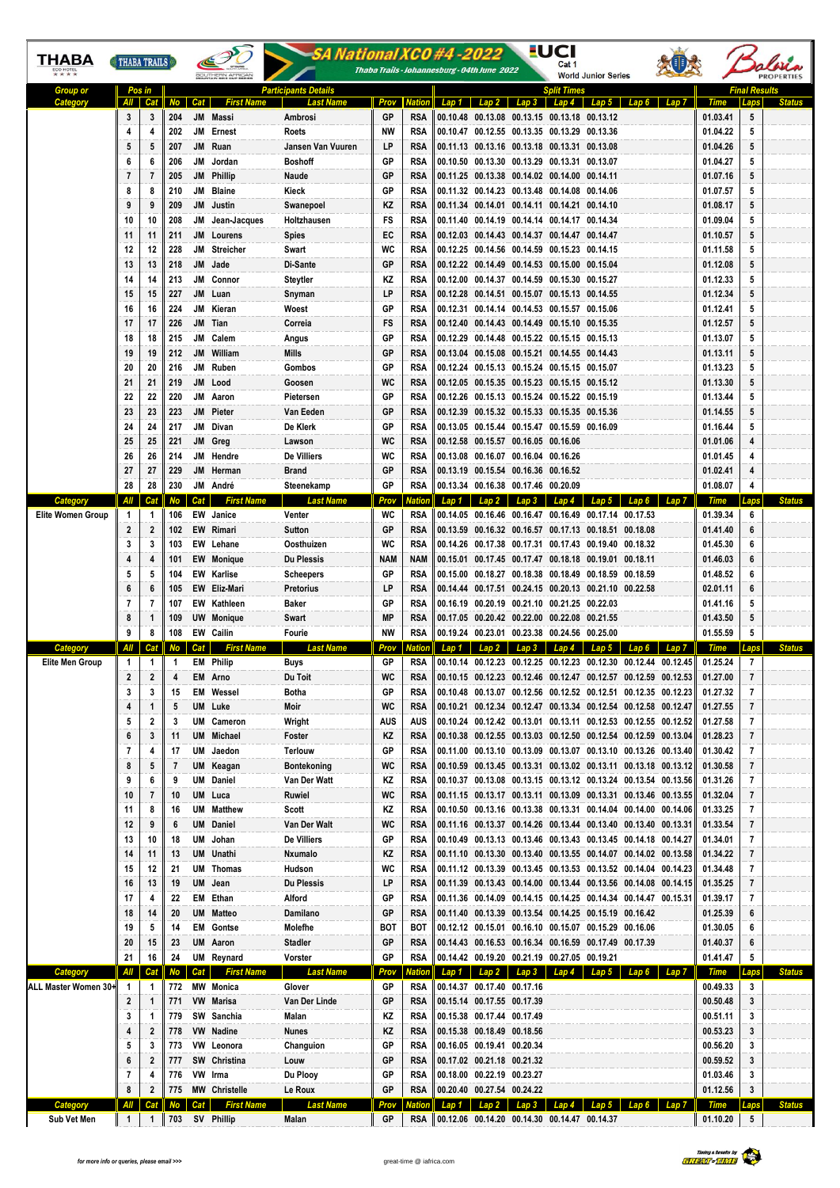# SA National XCO #4 - 2022

Thaba Trails - Johannesburg - 04th June 2022

UCI Cat 1 World Junior Series

| Group or Category | Pos in All | Pos in Cat | No | Cat | First Name | Last Name | Prov | Nation | Lap 1 | Lap 2 | Lap 3 | Lap 4 | Lap 5 | Lap 6 | Lap 7 | Time | Laps | Status |
|---|---|---|---|---|---|---|---|---|---|---|---|---|---|---|---|---|---|---|
| | 3 | 3 | 204 | JM | Massi | Ambrosi | GP | RSA | 00.10.48 | 00.13.08 | 00.13.15 | 00.13.18 | 00.13.12 | | | 01.03.41 | 5 | |
| | 4 | 4 | 202 | JM | Ernest | Roets | NW | RSA | 00.10.47 | 00.12.55 | 00.13.35 | 00.13.29 | 00.13.36 | | | 01.04.22 | 5 | |
| | 5 | 5 | 207 | JM | Ruan | Jansen Van Vuuren | LP | RSA | 00.11.13 | 00.13.16 | 00.13.18 | 00.13.31 | 00.13.08 | | | 01.04.26 | 5 | |
| | 6 | 6 | 206 | JM | Jordan | Boshoff | GP | RSA | 00.10.50 | 00.13.30 | 00.13.29 | 00.13.31 | 00.13.07 | | | 01.04.27 | 5 | |
| | 7 | 7 | 205 | JM | Phillip | Naude | GP | RSA | 00.11.25 | 00.13.38 | 00.14.02 | 00.14.00 | 00.14.11 | | | 01.07.16 | 5 | |
| | 8 | 8 | 210 | JM | Blaine | Kieck | GP | RSA | 00.11.32 | 00.14.23 | 00.13.48 | 00.14.08 | 00.14.06 | | | 01.07.57 | 5 | |
| | 9 | 9 | 209 | JM | Justin | Swanepoel | KZ | RSA | 00.11.34 | 00.14.01 | 00.14.11 | 00.14.21 | 00.14.10 | | | 01.08.17 | 5 | |
| | 10 | 10 | 208 | JM | Jean-Jacques | Holtzhausen | FS | RSA | 00.11.40 | 00.14.19 | 00.14.14 | 00.14.17 | 00.14.34 | | | 01.09.04 | 5 | |
| | 11 | 11 | 211 | JM | Lourens | Spies | EC | RSA | 00.12.03 | 00.14.43 | 00.14.37 | 00.14.47 | 00.14.47 | | | 01.10.57 | 5 | |
| | 12 | 12 | 228 | JM | Streicher | Swart | WC | RSA | 00.12.25 | 00.14.56 | 00.14.59 | 00.15.23 | 00.14.15 | | | 01.11.58 | 5 | |
| | 13 | 13 | 218 | JM | Jade | Di-Sante | GP | RSA | 00.12.22 | 00.14.49 | 00.14.53 | 00.15.00 | 00.15.04 | | | 01.12.08 | 5 | |
| | 14 | 14 | 213 | JM | Connor | Steytler | KZ | RSA | 00.12.00 | 00.14.37 | 00.14.59 | 00.15.30 | 00.15.27 | | | 01.12.33 | 5 | |
| | 15 | 15 | 227 | JM | Luan | Snyman | LP | RSA | 00.12.28 | 00.14.51 | 00.15.07 | 00.15.13 | 00.14.55 | | | 01.12.34 | 5 | |
| | 16 | 16 | 224 | JM | Kieran | Woest | GP | RSA | 00.12.31 | 00.14.14 | 00.14.53 | 00.15.57 | 00.15.06 | | | 01.12.41 | 5 | |
| | 17 | 17 | 226 | JM | Tian | Correia | FS | RSA | 00.12.40 | 00.14.43 | 00.14.49 | 00.15.10 | 00.15.35 | | | 01.12.57 | 5 | |
| | 18 | 18 | 215 | JM | Calem | Angus | GP | RSA | 00.12.29 | 00.14.48 | 00.15.22 | 00.15.15 | 00.15.13 | | | 01.13.07 | 5 | |
| | 19 | 19 | 212 | JM | William | Mills | GP | RSA | 00.13.04 | 00.15.08 | 00.15.21 | 00.14.55 | 00.14.43 | | | 01.13.11 | 5 | |
| | 20 | 20 | 216 | JM | Ruben | Gombos | GP | RSA | 00.12.24 | 00.15.13 | 00.15.24 | 00.15.15 | 00.15.07 | | | 01.13.23 | 5 | |
| | 21 | 21 | 219 | JM | Lood | Goosen | WC | RSA | 00.12.05 | 00.15.35 | 00.15.23 | 00.15.15 | 00.15.12 | | | 01.13.30 | 5 | |
| | 22 | 22 | 220 | JM | Aaron | Pietersen | GP | RSA | 00.12.26 | 00.15.13 | 00.15.24 | 00.15.22 | 00.15.19 | | | 01.13.44 | 5 | |
| | 23 | 23 | 223 | JM | Pieter | Van Eeden | GP | RSA | 00.12.39 | 00.15.32 | 00.15.33 | 00.15.35 | 00.15.36 | | | 01.14.55 | 5 | |
| | 24 | 24 | 217 | JM | Divan | De Klerk | GP | RSA | 00.13.05 | 00.15.44 | 00.15.47 | 00.15.59 | 00.16.09 | | | 01.16.44 | 5 | |
| | 25 | 25 | 221 | JM | Greg | Lawson | WC | RSA | 00.12.58 | 00.15.57 | 00.16.05 | 00.16.06 | | | | 01.01.06 | 4 | |
| | 26 | 26 | 214 | JM | Hendre | De Villiers | WC | RSA | 00.13.08 | 00.16.07 | 00.16.04 | 00.16.26 | | | | 01.01.45 | 4 | |
| | 27 | 27 | 229 | JM | Herman | Brand | GP | RSA | 00.13.19 | 00.15.54 | 00.16.36 | 00.16.52 | | | | 01.02.41 | 4 | |
| | 28 | 28 | 230 | JM | André | Steenekamp | GP | RSA | 00.13.34 | 00.16.38 | 00.17.46 | 00.20.09 | | | | 01.08.07 | 4 | |
| **Category** | **All** | **Cat** | **No** | **Cat** | **First Name** | **Last Name** | **Prov** | **Nation** | **Lap 1** | **Lap 2** | **Lap 3** | **Lap 4** | **Lap 5** | **Lap 6** | **Lap 7** | **Time** | **Laps** | **Status** |
| Elite Women Group | 1 | 1 | 106 | EW | Janice | Venter | WC | RSA | 00.14.05 | 00.16.46 | 00.16.47 | 00.16.49 | 00.17.14 | 00.17.53 | | 01.39.34 | 6 | |
| | 2 | 2 | 102 | EW | Rimari | Sutton | GP | RSA | 00.13.59 | 00.16.32 | 00.16.57 | 00.17.13 | 00.18.51 | 00.18.08 | | 01.41.40 | 6 | |
| | 3 | 3 | 103 | EW | Lehane | Oosthuizen | WC | RSA | 00.14.26 | 00.17.38 | 00.17.31 | 00.17.43 | 00.19.40 | 00.18.32 | | 01.45.30 | 6 | |
| | 4 | 4 | 101 | EW | Monique | Du Plessis | NAM | NAM | 00.15.01 | 00.17.45 | 00.17.47 | 00.18.18 | 00.19.01 | 00.18.11 | | 01.46.03 | 6 | |
| | 5 | 5 | 104 | EW | Karlise | Scheepers | GP | RSA | 00.15.00 | 00.18.27 | 00.18.38 | 00.18.49 | 00.18.59 | 00.18.59 | | 01.48.52 | 6 | |
| | 6 | 6 | 105 | EW | Eliz-Mari | Pretorius | LP | RSA | 00.14.44 | 00.17.51 | 00.24.15 | 00.20.13 | 00.21.10 | 00.22.58 | | 02.01.11 | 6 | |
| | 7 | 7 | 107 | EW | Kathleen | Baker | GP | RSA | 00.16.19 | 00.20.19 | 00.21.10 | 00.21.25 | 00.22.03 | | | 01.41.16 | 5 | |
| | 8 | 1 | 109 | UW | Monique | Swart | MP | RSA | 00.17.05 | 00.20.42 | 00.22.00 | 00.22.08 | 00.21.55 | | | 01.43.50 | 5 | |
| | 9 | 8 | 108 | EW | Cailin | Fourie | NW | RSA | 00.19.24 | 00.23.01 | 00.23.38 | 00.24.56 | 00.25.00 | | | 01.55.59 | 5 | |
| **Category** | **All** | **Cat** | **No** | **Cat** | **First Name** | **Last Name** | **Prov** | **Nation** | **Lap 1** | **Lap 2** | **Lap 3** | **Lap 4** | **Lap 5** | **Lap 6** | **Lap 7** | **Time** | **Laps** | **Status** |
| Elite Men Group | 1 | 1 | 1 | EM | Philip | Buys | GP | RSA | 00.10.14 | 00.12.23 | 00.12.25 | 00.12.23 | 00.12.30 | 00.12.44 | 00.12.45 | 01.25.24 | 7 | |
| | 2 | 2 | 4 | EM | Arno | Du Toit | WC | RSA | 00.10.15 | 00.12.23 | 00.12.46 | 00.12.47 | 00.12.57 | 00.12.59 | 00.12.53 | 01.27.00 | 7 | |
| | 3 | 3 | 15 | EM | Wessel | Botha | GP | RSA | 00.10.48 | 00.13.07 | 00.12.56 | 00.12.52 | 00.12.51 | 00.12.35 | 00.12.23 | 01.27.32 | 7 | |
| | 4 | 1 | 5 | UM | Luke | Moir | WC | RSA | 00.10.21 | 00.12.34 | 00.12.47 | 00.13.34 | 00.12.54 | 00.12.58 | 00.12.47 | 01.27.55 | 7 | |
| | 5 | 2 | 3 | UM | Cameron | Wright | AUS | AUS | 00.10.24 | 00.12.42 | 00.13.01 | 00.13.11 | 00.12.53 | 00.12.55 | 00.12.52 | 01.27.58 | 7 | |
| | 6 | 3 | 11 | UM | Michael | Foster | GP | RSA | 00.10.38 | 00.12.55 | 00.13.03 | 00.12.50 | 00.12.54 | 00.12.59 | 00.13.04 | 01.28.23 | 7 | |
| | 7 | 4 | 17 | UM | Jaedon | Terlouw | GP | RSA | 00.11.00 | 00.13.10 | 00.13.09 | 00.13.07 | 00.13.10 | 00.13.26 | 00.13.40 | 01.30.42 | 7 | |
| | 8 | 5 | 7 | UM | Keagan | Bontekoning | WC | RSA | 00.10.59 | 00.13.45 | 00.13.31 | 00.13.02 | 00.13.11 | 00.13.18 | 00.13.12 | 01.30.58 | 7 | |
| | 9 | 6 | 9 | UM | Daniel | Van Der Watt | KZ | RSA | 00.10.37 | 00.13.08 | 00.13.15 | 00.13.12 | 00.13.24 | 00.13.54 | 00.13.56 | 01.31.26 | 7 | |
| | 10 | 7 | 10 | UM | Luca | Ruwiel | WC | RSA | 00.11.15 | 00.13.17 | 00.13.11 | 00.13.09 | 00.13.31 | 00.13.46 | 00.13.55 | 01.32.04 | 7 | |
| | 11 | 8 | 16 | UM | Matthew | Scott | KZ | RSA | 00.10.50 | 00.13.16 | 00.13.38 | 00.13.31 | 00.14.04 | 00.14.00 | 00.14.06 | 01.33.25 | 7 | |
| | 12 | 9 | 6 | UM | Daniel | Van Der Walt | WC | RSA | 00.11.16 | 00.13.37 | 00.14.26 | 00.13.44 | 00.13.40 | 00.13.40 | 00.13.31 | 01.33.54 | 7 | |
| | 13 | 10 | 18 | UM | Johan | De Villiers | GP | RSA | 00.10.49 | 00.13.13 | 00.13.46 | 00.13.43 | 00.13.45 | 00.14.18 | 00.14.27 | 01.34.01 | 7 | |
| | 14 | 11 | 13 | UM | Unathi | Nxumalo | KZ | RSA | 00.11.10 | 00.13.30 | 00.13.40 | 00.13.55 | 00.14.07 | 00.14.02 | 00.13.58 | 01.34.22 | 7 | |
| | 15 | 12 | 21 | UM | Thomas | Hudson | WC | RSA | 00.11.12 | 00.13.39 | 00.13.45 | 00.13.53 | 00.13.52 | 00.14.04 | 00.14.23 | 01.34.48 | 7 | |
| | 16 | 13 | 19 | UM | Jean | Du Plessis | LP | RSA | 00.11.39 | 00.13.43 | 00.14.00 | 00.13.44 | 00.13.56 | 00.14.08 | 00.14.15 | 01.35.25 | 7 | |
| | 17 | 4 | 22 | EM | Ethan | Alford | GP | RSA | 00.11.36 | 00.14.09 | 00.14.15 | 00.14.25 | 00.14.34 | 00.14.47 | 00.15.31 | 01.39.17 | 7 | |
| | 18 | 14 | 20 | UM | Matteo | Damilano | GP | RSA | 00.11.40 | 00.13.39 | 00.13.54 | 00.14.25 | 00.15.19 | 00.16.42 | | 01.25.39 | 6 | |
| | 19 | 5 | 14 | EM | Gontse | Molefhe | BOT | BOT | 00.12.12 | 00.15.01 | 00.16.10 | 00.15.07 | 00.15.29 | 00.16.06 | | 01.30.05 | 6 | |
| | 20 | 15 | 23 | UM | Aaron | Stadler | GP | RSA | 00.14.43 | 00.16.53 | 00.16.34 | 00.16.59 | 00.17.49 | 00.17.39 | | 01.40.37 | 6 | |
| | 21 | 16 | 24 | UM | Reynard | Vorster | GP | RSA | 00.14.42 | 00.19.20 | 00.21.19 | 00.27.05 | 00.19.21 | | | 01.41.47 | 5 | |
| **Category** | **All** | **Cat** | **No** | **Cat** | **First Name** | **Last Name** | **Prov** | **Nation** | **Lap 1** | **Lap 2** | **Lap 3** | **Lap 4** | **Lap 5** | **Lap 6** | **Lap 7** | **Time** | **Laps** | **Status** |
| ALL Master Women 30+ | 1 | 1 | 772 | MW | Monica | Glover | GP | RSA | 00.14.37 | 00.17.40 | 00.17.16 | | | | | 00.49.33 | 3 | |
| | 2 | 1 | 771 | VW | Marisa | Van Der Linde | GP | RSA | 00.15.14 | 00.17.55 | 00.17.39 | | | | | 00.50.48 | 3 | |
| | 3 | 1 | 779 | SW | Sanchia | Malan | KZ | RSA | 00.15.38 | 00.17.44 | 00.17.49 | | | | | 00.51.11 | 3 | |
| | 4 | 2 | 778 | VW | Nadine | Nunes | KZ | RSA | 00.15.38 | 00.18.49 | 00.18.56 | | | | | 00.53.23 | 3 | |
| | 5 | 3 | 773 | VW | Leonora | Changuion | GP | RSA | 00.16.05 | 00.19.41 | 00.20.34 | | | | | 00.56.20 | 3 | |
| | 6 | 2 | 777 | SW | Christina | Louw | GP | RSA | 00.17.02 | 00.21.18 | 00.21.32 | | | | | 00.59.52 | 3 | |
| | 7 | 4 | 776 | VW | Irma | Du Plooy | GP | RSA | 00.18.00 | 00.22.19 | 00.23.27 | | | | | 01.03.46 | 3 | |
| | 8 | 2 | 775 | MW | Christelle | Le Roux | GP | RSA | 00.20.40 | 00.27.54 | 00.24.22 | | | | | 01.12.56 | 3 | |
| **Category** | **All** | **Cat** | **No** | **Cat** | **First Name** | **Last Name** | **Prov** | **Nation** | **Lap 1** | **Lap 2** | **Lap 3** | **Lap 4** | **Lap 5** | **Lap 6** | **Lap 7** | **Time** | **Laps** | **Status** |
| Sub Vet Men | 1 | 1 | 703 | SV | Phillip | Malan | GP | RSA | 00.12.06 | 00.14.20 | 00.14.30 | 00.14.47 | 00.14.37 | | | 01.10.20 | 5 | |

For more info or queries, please email >>> great-time @ iafrica.com

Timing & Results by GREAT-TIME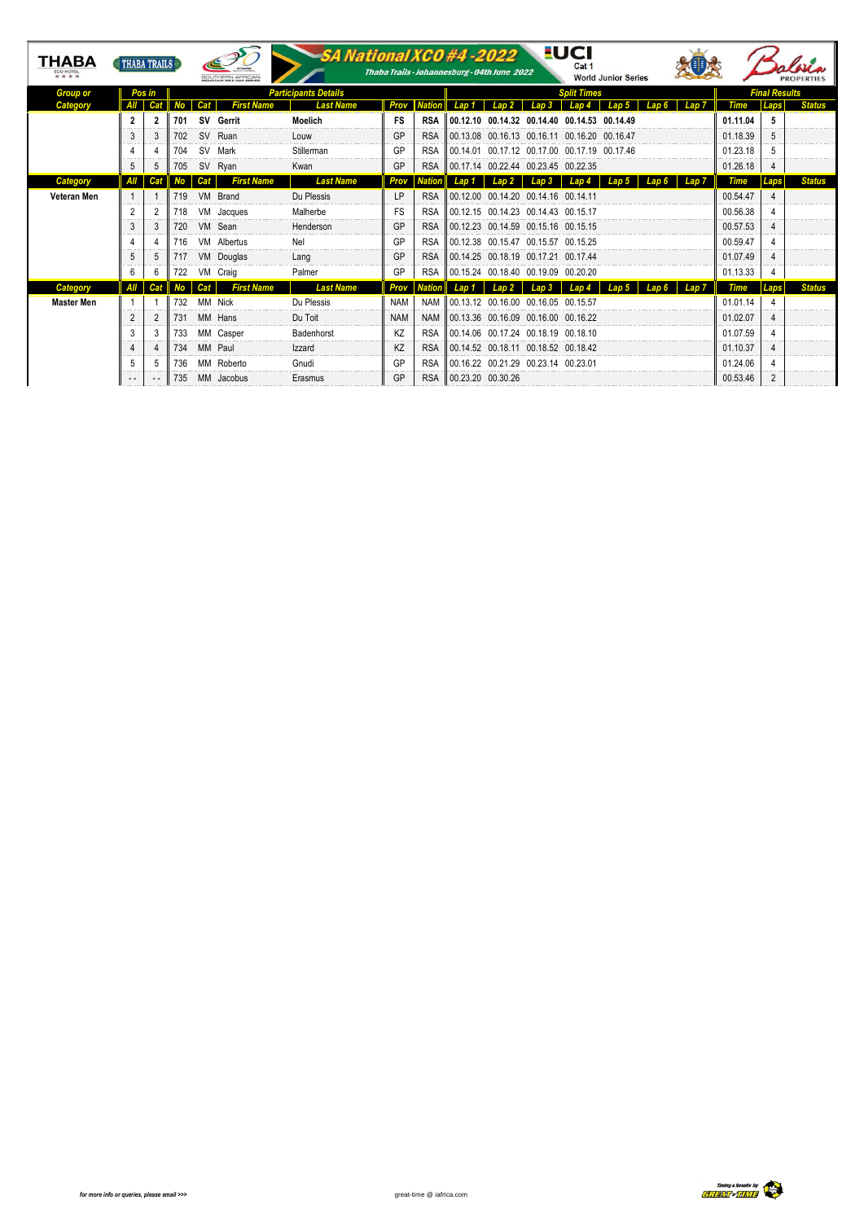# SA National XCO #4 - 2022

Thaba Trails - Johannesburg - 04th June 2022

UCI Cat 1 World Junior Series

| Group or Category | Pos in All | Pos in Cat | No | Cat | First Name | Last Name | Prov | Nation | Lap 1 | Lap 2 | Lap 3 | Lap 4 | Lap 5 | Lap 6 | Lap 7 | Time | Laps | Status |
|---|---|---|---|---|---|---|---|---|---|---|---|---|---|---|---|---|---|---|
| | **2** | **2** | **701** | **SV** | **Gerrit** | **Moelich** | **FS** | **RSA** | **00.12.10** | **00.14.32** | **00.14.40** | **00.14.53** | **00.14.49** | | | **01.11.04** | **5** | |
| | 3 | 3 | 702 | SV | Ruan | Louw | GP | RSA | 00.13.08 | 00.16.13 | 00.16.11 | 00.16.20 | 00.16.47 | | | 01.18.39 | 5 | |
| | 4 | 4 | 704 | SV | Mark | Stillerman | GP | RSA | 00.14.01 | 00.17.12 | 00.17.00 | 00.17.19 | 00.17.46 | | | 01.23.18 | 5 | |
| | 5 | 5 | 705 | SV | Ryan | Kwan | GP | RSA | 00.17.14 | 00.22.44 | 00.23.45 | 00.22.35 | | | | 01.26.18 | 4 | |
| **Category** | **All** | **Cat** | **No** | **Cat** | **First Name** | **Last Name** | **Prov** | **Nation** | **Lap 1** | **Lap 2** | **Lap 3** | **Lap 4** | **Lap 5** | **Lap 6** | **Lap 7** | **Time** | **Laps** | **Status** |
| **Veteran Men** | 1 | 1 | 719 | VM | Brand | Du Plessis | LP | RSA | 00.12.00 | 00.14.20 | 00.14.16 | 00.14.11 | | | | 00.54.47 | 4 | |
| | 2 | 2 | 718 | VM | Jacques | Malherbe | FS | RSA | 00.12.15 | 00.14.23 | 00.14.43 | 00.15.17 | | | | 00.56.38 | 4 | |
| | 3 | 3 | 720 | VM | Sean | Henderson | GP | RSA | 00.12.23 | 00.14.59 | 00.15.16 | 00.15.15 | | | | 00.57.53 | 4 | |
| | 4 | 4 | 716 | VM | Albertus | Nel | GP | RSA | 00.12.38 | 00.15.47 | 00.15.57 | 00.15.25 | | | | 00.59.47 | 4 | |
| | 5 | 5 | 717 | VM | Douglas | Lang | GP | RSA | 00.14.25 | 00.18.19 | 00.17.21 | 00.17.44 | | | | 01.07.49 | 4 | |
| | 6 | 6 | 722 | VM | Craig | Palmer | GP | RSA | 00.15.24 | 00.18.40 | 00.19.09 | 00.20.20 | | | | 01.13.33 | 4 | |
| **Category** | **All** | **Cat** | **No** | **Cat** | **First Name** | **Last Name** | **Prov** | **Nation** | **Lap 1** | **Lap 2** | **Lap 3** | **Lap 4** | **Lap 5** | **Lap 6** | **Lap 7** | **Time** | **Laps** | **Status** |
| **Master Men** | 1 | 1 | 732 | MM | Nick | Du Plessis | NAM | NAM | 00.13.12 | 00.16.00 | 00.16.05 | 00.15.57 | | | | 01.01.14 | 4 | |
| | 2 | 2 | 731 | MM | Hans | Du Toit | NAM | NAM | 00.13.36 | 00.16.09 | 00.16.00 | 00.16.22 | | | | 01.02.07 | 4 | |
| | 3 | 3 | 733 | MM | Casper | Badenhorst | KZ | RSA | 00.14.06 | 00.17.24 | 00.18.19 | 00.18.10 | | | | 01.07.59 | 4 | |
| | 4 | 4 | 734 | MM | Paul | Izzard | KZ | RSA | 00.14.52 | 00.18.11 | 00.18.52 | 00.18.42 | | | | 01.10.37 | 4 | |
| | 5 | 5 | 736 | MM | Roberto | Gnudi | GP | RSA | 00.16.22 | 00.21.29 | 00.23.14 | 00.23.01 | | | | 01.24.06 | 4 | |
| | - - | - - | 735 | MM | Jacobus | Erasmus | GP | RSA | 00.23.20 | 00.30.26 | | | | | | 00.53.46 | 2 | |

*for more info or queries, please email >>>* great-time @ iafrica.com

Timing & Results by GREAT-TIME